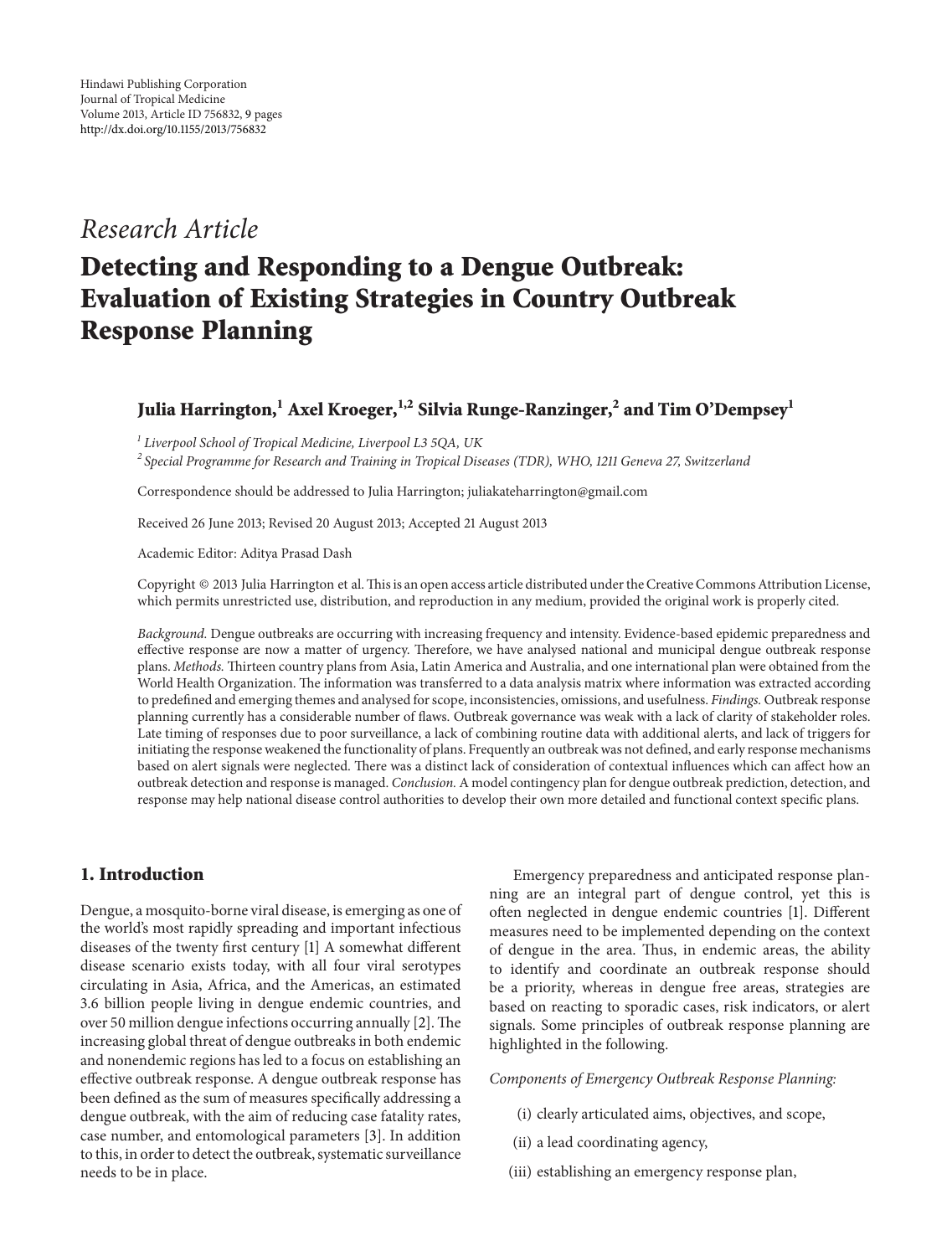Hindawi Publishing Corporation
Journal of Tropical Medicine
Volume 2013, Article ID 756832, 9 pages
http://dx.doi.org/10.1155/2013/756832

*Research Article*

# Detecting and Responding to a Dengue Outbreak: Evaluation of Existing Strategies in Country Outbreak Response Planning

**Julia Harrington,[1] Axel Kroeger,[1,2] Silvia Runge-Ranzinger,[2] and Tim O'Dempsey[1]**

[1] *Liverpool School of Tropical Medicine, Liverpool L3 5QA, UK*
[2] *Special Programme for Research and Training in Tropical Diseases (TDR), WHO, 1211 Geneva 27, Switzerland*

Correspondence should be addressed to Julia Harrington; juliakateharrington@gmail.com

Received 26 June 2013; Revised 20 August 2013; Accepted 21 August 2013

Academic Editor: Aditya Prasad Dash

Copyright © 2013 Julia Harrington et al. This is an open access article distributed under the Creative Commons Attribution License, which permits unrestricted use, distribution, and reproduction in any medium, provided the original work is properly cited.

*Background.* Dengue outbreaks are occurring with increasing frequency and intensity. Evidence-based epidemic preparedness and effective response are now a matter of urgency. Therefore, we have analysed national and municipal dengue outbreak response plans. *Methods.* Thirteen country plans from Asia, Latin America and Australia, and one international plan were obtained from the World Health Organization. The information was transferred to a data analysis matrix where information was extracted according to predefined and emerging themes and analysed for scope, inconsistencies, omissions, and usefulness. *Findings.* Outbreak response planning currently has a considerable number of flaws. Outbreak governance was weak with a lack of clarity of stakeholder roles. Late timing of responses due to poor surveillance, a lack of combining routine data with additional alerts, and lack of triggers for initiating the response weakened the functionality of plans. Frequently an outbreak was not defined, and early response mechanisms based on alert signals were neglected. There was a distinct lack of consideration of contextual influences which can affect how an outbreak detection and response is managed. *Conclusion.* A model contingency plan for dengue outbreak prediction, detection, and response may help national disease control authorities to develop their own more detailed and functional context specific plans.

## 1. Introduction

Dengue, a mosquito-borne viral disease, is emerging as one of the world's most rapidly spreading and important infectious diseases of the twenty first century [1] A somewhat different disease scenario exists today, with all four viral serotypes circulating in Asia, Africa, and the Americas, an estimated 3.6 billion people living in dengue endemic countries, and over 50 million dengue infections occurring annually [2]. The increasing global threat of dengue outbreaks in both endemic and nonendemic regions has led to a focus on establishing an effective outbreak response. A dengue outbreak response has been defined as the sum of measures specifically addressing a dengue outbreak, with the aim of reducing case fatality rates, case number, and entomological parameters [3]. In addition to this, in order to detect the outbreak, systematic surveillance needs to be in place.

Emergency preparedness and anticipated response planning are an integral part of dengue control, yet this is often neglected in dengue endemic countries [1]. Different measures need to be implemented depending on the context of dengue in the area. Thus, in endemic areas, the ability to identify and coordinate an outbreak response should be a priority, whereas in dengue free areas, strategies are based on reacting to sporadic cases, risk indicators, or alert signals. Some principles of outbreak response planning are highlighted in the following.

*Components of Emergency Outbreak Response Planning:*

(i) clearly articulated aims, objectives, and scope,

(ii) a lead coordinating agency,

(iii) establishing an emergency response plan,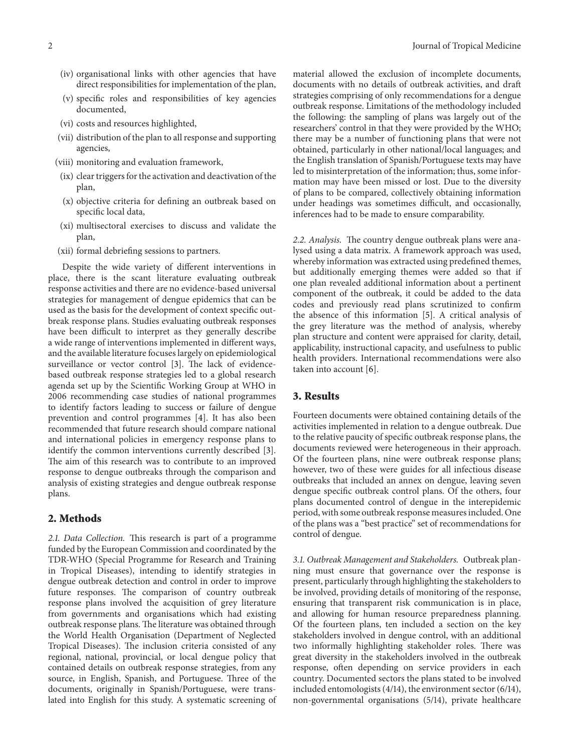(iv) organisational links with other agencies that have direct responsibilities for implementation of the plan,

(v) specific roles and responsibilities of key agencies documented,

(vi) costs and resources highlighted,

(vii) distribution of the plan to all response and supporting agencies,

(viii) monitoring and evaluation framework,

(ix) clear triggers for the activation and deactivation of the plan,

(x) objective criteria for defining an outbreak based on specific local data,

(xi) multisectoral exercises to discuss and validate the plan,

(xii) formal debriefing sessions to partners.

Despite the wide variety of different interventions in place, there is the scant literature evaluating outbreak response activities and there are no evidence-based universal strategies for management of dengue epidemics that can be used as the basis for the development of context specific outbreak response plans. Studies evaluating outbreak responses have been difficult to interpret as they generally describe a wide range of interventions implemented in different ways, and the available literature focuses largely on epidemiological surveillance or vector control [3]. The lack of evidence-based outbreak response strategies led to a global research agenda set up by the Scientific Working Group at WHO in 2006 recommending case studies of national programmes to identify factors leading to success or failure of dengue prevention and control programmes [4]. It has also been recommended that future research should compare national and international policies in emergency response plans to identify the common interventions currently described [3]. The aim of this research was to contribute to an improved response to dengue outbreaks through the comparison and analysis of existing strategies and dengue outbreak response plans.

## 2. Methods

*2.1. Data Collection.* This research is part of a programme funded by the European Commission and coordinated by the TDR-WHO (Special Programme for Research and Training in Tropical Diseases), intending to identify strategies in dengue outbreak detection and control in order to improve future responses. The comparison of country outbreak response plans involved the acquisition of grey literature from governments and organisations which had existing outbreak response plans. The literature was obtained through the World Health Organisation (Department of Neglected Tropical Diseases). The inclusion criteria consisted of any regional, national, provincial, or local dengue policy that contained details on outbreak response strategies, from any source, in English, Spanish, and Portuguese. Three of the documents, originally in Spanish/Portuguese, were translated into English for this study. A systematic screening of material allowed the exclusion of incomplete documents, documents with no details of outbreak activities, and draft strategies comprising of only recommendations for a dengue outbreak response. Limitations of the methodology included the following: the sampling of plans was largely out of the researchers' control in that they were provided by the WHO; there may be a number of functioning plans that were not obtained, particularly in other national/local languages; and the English translation of Spanish/Portuguese texts may have led to misinterpretation of the information; thus, some information may have been missed or lost. Due to the diversity of plans to be compared, collectively obtaining information under headings was sometimes difficult, and occasionally, inferences had to be made to ensure comparability.

*2.2. Analysis.* The country dengue outbreak plans were analysed using a data matrix. A framework approach was used, whereby information was extracted using predefined themes, but additionally emerging themes were added so that if one plan revealed additional information about a pertinent component of the outbreak, it could be added to the data codes and previously read plans scrutinized to confirm the absence of this information [5]. A critical analysis of the grey literature was the method of analysis, whereby plan structure and content were appraised for clarity, detail, applicability, instructional capacity, and usefulness to public health providers. International recommendations were also taken into account [6].

## 3. Results

Fourteen documents were obtained containing details of the activities implemented in relation to a dengue outbreak. Due to the relative paucity of specific outbreak response plans, the documents reviewed were heterogeneous in their approach. Of the fourteen plans, nine were outbreak response plans; however, two of these were guides for all infectious disease outbreaks that included an annex on dengue, leaving seven dengue specific outbreak control plans. Of the others, four plans documented control of dengue in the interepidemic period, with some outbreak response measures included. One of the plans was a "best practice" set of recommendations for control of dengue.

*3.1. Outbreak Management and Stakeholders.* Outbreak planning must ensure that governance over the response is present, particularly through highlighting the stakeholders to be involved, providing details of monitoring of the response, ensuring that transparent risk communication is in place, and allowing for human resource preparedness planning. Of the fourteen plans, ten included a section on the key stakeholders involved in dengue control, with an additional two informally highlighting stakeholder roles. There was great diversity in the stakeholders involved in the outbreak response, often depending on service providers in each country. Documented sectors the plans stated to be involved included entomologists (4/14), the environment sector (6/14), non-governmental organisations (5/14), private healthcare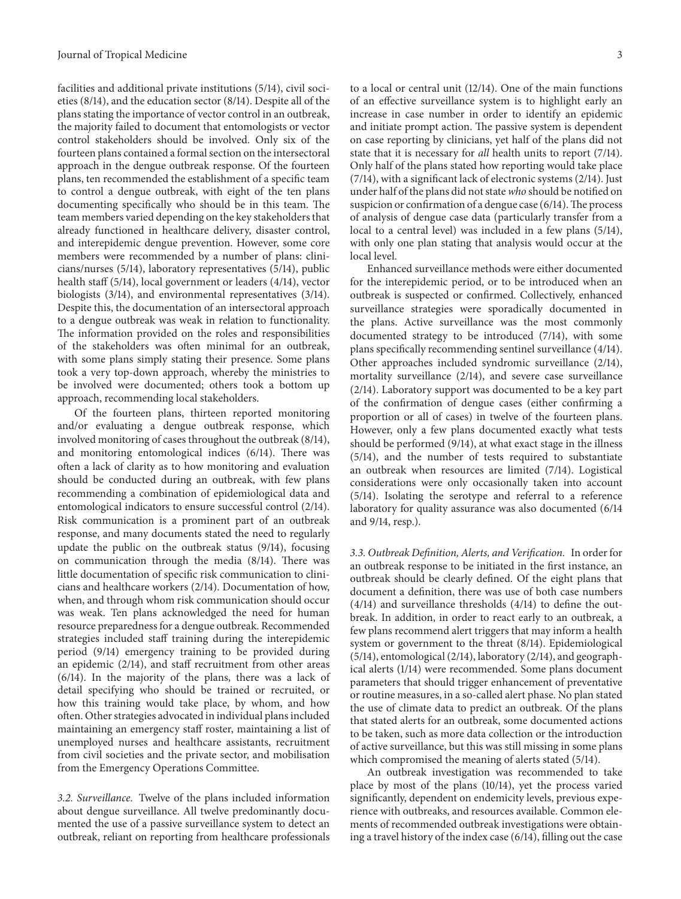facilities and additional private institutions (5/14), civil societies (8/14), and the education sector (8/14). Despite all of the plans stating the importance of vector control in an outbreak, the majority failed to document that entomologists or vector control stakeholders should be involved. Only six of the fourteen plans contained a formal section on the intersectoral approach in the dengue outbreak response. Of the fourteen plans, ten recommended the establishment of a specific team to control a dengue outbreak, with eight of the ten plans documenting specifically who should be in this team. The team members varied depending on the key stakeholders that already functioned in healthcare delivery, disaster control, and interepidemic dengue prevention. However, some core members were recommended by a number of plans: clinicians/nurses (5/14), laboratory representatives (5/14), public health staff (5/14), local government or leaders (4/14), vector biologists (3/14), and environmental representatives (3/14). Despite this, the documentation of an intersectoral approach to a dengue outbreak was weak in relation to functionality. The information provided on the roles and responsibilities of the stakeholders was often minimal for an outbreak, with some plans simply stating their presence. Some plans took a very top-down approach, whereby the ministries to be involved were documented; others took a bottom up approach, recommending local stakeholders.

Of the fourteen plans, thirteen reported monitoring and/or evaluating a dengue outbreak response, which involved monitoring of cases throughout the outbreak (8/14), and monitoring entomological indices (6/14). There was often a lack of clarity as to how monitoring and evaluation should be conducted during an outbreak, with few plans recommending a combination of epidemiological data and entomological indicators to ensure successful control (2/14). Risk communication is a prominent part of an outbreak response, and many documents stated the need to regularly update the public on the outbreak status (9/14), focusing on communication through the media (8/14). There was little documentation of specific risk communication to clinicians and healthcare workers (2/14). Documentation of how, when, and through whom risk communication should occur was weak. Ten plans acknowledged the need for human resource preparedness for a dengue outbreak. Recommended strategies included staff training during the interepidemic period (9/14) emergency training to be provided during an epidemic (2/14), and staff recruitment from other areas (6/14). In the majority of the plans, there was a lack of detail specifying who should be trained or recruited, or how this training would take place, by whom, and how often. Other strategies advocated in individual plans included maintaining an emergency staff roster, maintaining a list of unemployed nurses and healthcare assistants, recruitment from civil societies and the private sector, and mobilisation from the Emergency Operations Committee.

*3.2. Surveillance.* Twelve of the plans included information about dengue surveillance. All twelve predominantly documented the use of a passive surveillance system to detect an outbreak, reliant on reporting from healthcare professionals to a local or central unit (12/14). One of the main functions of an effective surveillance system is to highlight early an increase in case number in order to identify an epidemic and initiate prompt action. The passive system is dependent on case reporting by clinicians, yet half of the plans did not state that it is necessary for *all* health units to report (7/14). Only half of the plans stated how reporting would take place (7/14), with a significant lack of electronic systems (2/14). Just under half of the plans did not state *who* should be notified on suspicion or confirmation of a dengue case (6/14). The process of analysis of dengue case data (particularly transfer from a local to a central level) was included in a few plans (5/14), with only one plan stating that analysis would occur at the local level.

Enhanced surveillance methods were either documented for the interepidemic period, or to be introduced when an outbreak is suspected or confirmed. Collectively, enhanced surveillance strategies were sporadically documented in the plans. Active surveillance was the most commonly documented strategy to be introduced (7/14), with some plans specifically recommending sentinel surveillance (4/14). Other approaches included syndromic surveillance (2/14), mortality surveillance (2/14), and severe case surveillance (2/14). Laboratory support was documented to be a key part of the confirmation of dengue cases (either confirming a proportion or all of cases) in twelve of the fourteen plans. However, only a few plans documented exactly what tests should be performed (9/14), at what exact stage in the illness (5/14), and the number of tests required to substantiate an outbreak when resources are limited (7/14). Logistical considerations were only occasionally taken into account (5/14). Isolating the serotype and referral to a reference laboratory for quality assurance was also documented (6/14 and 9/14, resp.).

*3.3. Outbreak Definition, Alerts, and Verification.* In order for an outbreak response to be initiated in the first instance, an outbreak should be clearly defined. Of the eight plans that document a definition, there was use of both case numbers (4/14) and surveillance thresholds (4/14) to define the outbreak. In addition, in order to react early to an outbreak, a few plans recommend alert triggers that may inform a health system or government to the threat (8/14). Epidemiological (5/14), entomological (2/14), laboratory (2/14), and geographical alerts (1/14) were recommended. Some plans document parameters that should trigger enhancement of preventative or routine measures, in a so-called alert phase. No plan stated the use of climate data to predict an outbreak. Of the plans that stated alerts for an outbreak, some documented actions to be taken, such as more data collection or the introduction of active surveillance, but this was still missing in some plans which compromised the meaning of alerts stated (5/14).

An outbreak investigation was recommended to take place by most of the plans (10/14), yet the process varied significantly, dependent on endemicity levels, previous experience with outbreaks, and resources available. Common elements of recommended outbreak investigations were obtaining a travel history of the index case (6/14), filling out the case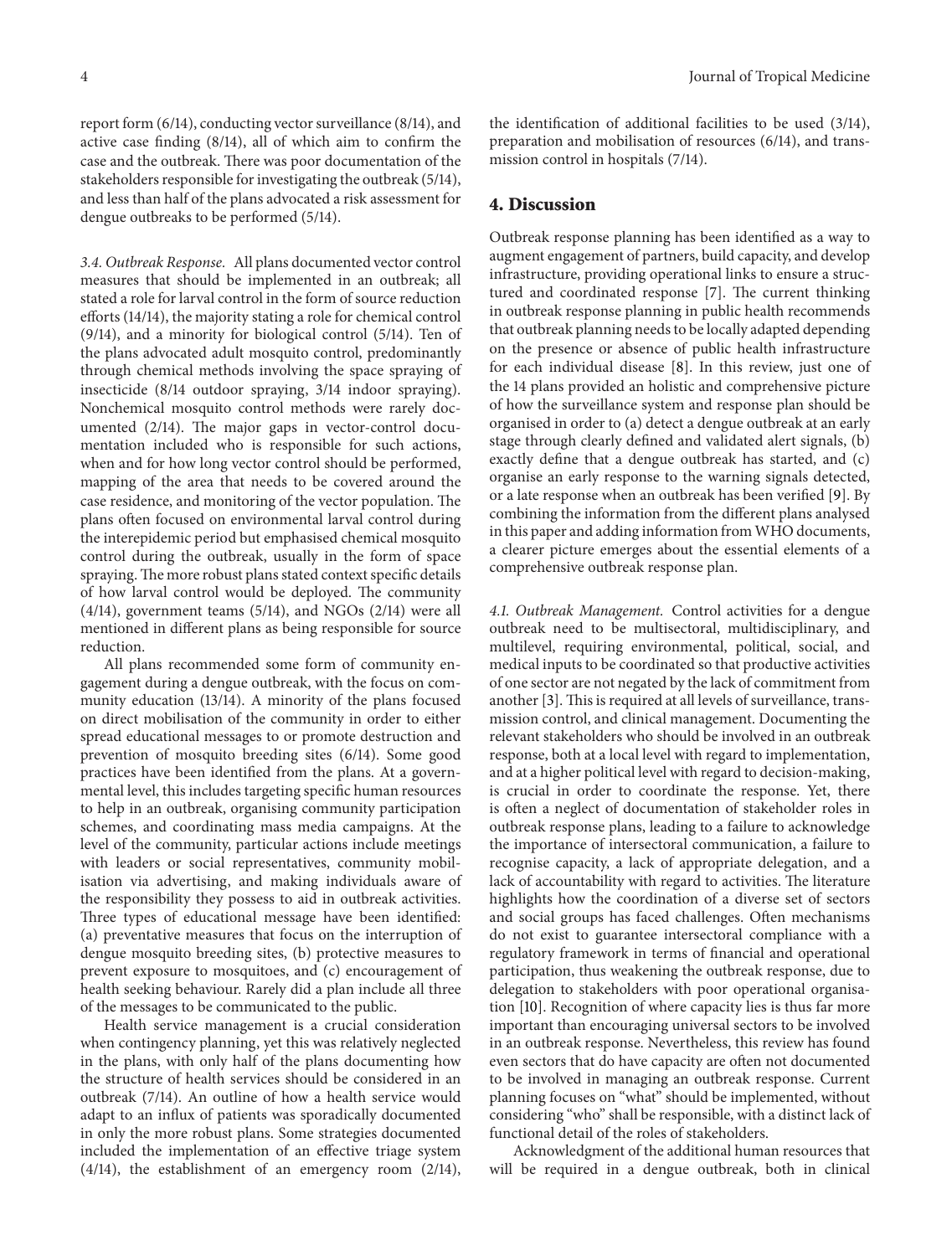report form (6/14), conducting vector surveillance (8/14), and active case finding (8/14), all of which aim to confirm the case and the outbreak. There was poor documentation of the stakeholders responsible for investigating the outbreak (5/14), and less than half of the plans advocated a risk assessment for dengue outbreaks to be performed (5/14).

*3.4. Outbreak Response.* All plans documented vector control measures that should be implemented in an outbreak; all stated a role for larval control in the form of source reduction efforts (14/14), the majority stating a role for chemical control (9/14), and a minority for biological control (5/14). Ten of the plans advocated adult mosquito control, predominantly through chemical methods involving the space spraying of insecticide (8/14 outdoor spraying, 3/14 indoor spraying). Nonchemical mosquito control methods were rarely documented (2/14). The major gaps in vector-control documentation included who is responsible for such actions, when and for how long vector control should be performed, mapping of the area that needs to be covered around the case residence, and monitoring of the vector population. The plans often focused on environmental larval control during the interepidemic period but emphasised chemical mosquito control during the outbreak, usually in the form of space spraying. The more robust plans stated context specific details of how larval control would be deployed. The community (4/14), government teams (5/14), and NGOs (2/14) were all mentioned in different plans as being responsible for source reduction.

All plans recommended some form of community engagement during a dengue outbreak, with the focus on community education (13/14). A minority of the plans focused on direct mobilisation of the community in order to either spread educational messages to or promote destruction and prevention of mosquito breeding sites (6/14). Some good practices have been identified from the plans. At a governmental level, this includes targeting specific human resources to help in an outbreak, organising community participation schemes, and coordinating mass media campaigns. At the level of the community, particular actions include meetings with leaders or social representatives, community mobilisation via advertising, and making individuals aware of the responsibility they possess to aid in outbreak activities. Three types of educational message have been identified: (a) preventative measures that focus on the interruption of dengue mosquito breeding sites, (b) protective measures to prevent exposure to mosquitoes, and (c) encouragement of health seeking behaviour. Rarely did a plan include all three of the messages to be communicated to the public.

Health service management is a crucial consideration when contingency planning, yet this was relatively neglected in the plans, with only half of the plans documenting how the structure of health services should be considered in an outbreak (7/14). An outline of how a health service would adapt to an influx of patients was sporadically documented in only the more robust plans. Some strategies documented included the implementation of an effective triage system (4/14), the establishment of an emergency room (2/14), the identification of additional facilities to be used (3/14), preparation and mobilisation of resources (6/14), and transmission control in hospitals (7/14).

## 4. Discussion

Outbreak response planning has been identified as a way to augment engagement of partners, build capacity, and develop infrastructure, providing operational links to ensure a structured and coordinated response [7]. The current thinking in outbreak response planning in public health recommends that outbreak planning needs to be locally adapted depending on the presence or absence of public health infrastructure for each individual disease [8]. In this review, just one of the 14 plans provided an holistic and comprehensive picture of how the surveillance system and response plan should be organised in order to (a) detect a dengue outbreak at an early stage through clearly defined and validated alert signals, (b) exactly define that a dengue outbreak has started, and (c) organise an early response to the warning signals detected, or a late response when an outbreak has been verified [9]. By combining the information from the different plans analysed in this paper and adding information from WHO documents, a clearer picture emerges about the essential elements of a comprehensive outbreak response plan.

*4.1. Outbreak Management.* Control activities for a dengue outbreak need to be multisectoral, multidisciplinary, and multilevel, requiring environmental, political, social, and medical inputs to be coordinated so that productive activities of one sector are not negated by the lack of commitment from another [3]. This is required at all levels of surveillance, transmission control, and clinical management. Documenting the relevant stakeholders who should be involved in an outbreak response, both at a local level with regard to implementation, and at a higher political level with regard to decision-making, is crucial in order to coordinate the response. Yet, there is often a neglect of documentation of stakeholder roles in outbreak response plans, leading to a failure to acknowledge the importance of intersectoral communication, a failure to recognise capacity, a lack of appropriate delegation, and a lack of accountability with regard to activities. The literature highlights how the coordination of a diverse set of sectors and social groups has faced challenges. Often mechanisms do not exist to guarantee intersectoral compliance with a regulatory framework in terms of financial and operational participation, thus weakening the outbreak response, due to delegation to stakeholders with poor operational organisation [10]. Recognition of where capacity lies is thus far more important than encouraging universal sectors to be involved in an outbreak response. Nevertheless, this review has found even sectors that do have capacity are often not documented to be involved in managing an outbreak response. Current planning focuses on "what" should be implemented, without considering "who" shall be responsible, with a distinct lack of functional detail of the roles of stakeholders.

Acknowledgment of the additional human resources that will be required in a dengue outbreak, both in clinical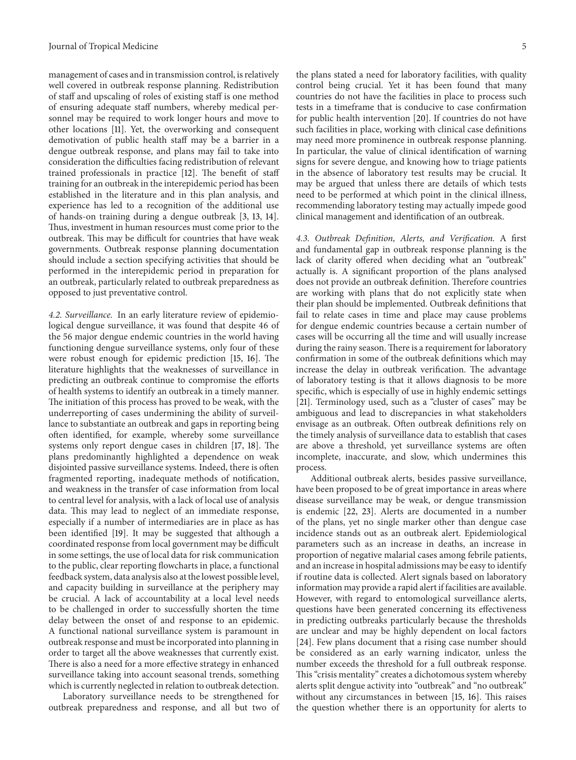management of cases and in transmission control, is relatively well covered in outbreak response planning. Redistribution of staff and upscaling of roles of existing staff is one method of ensuring adequate staff numbers, whereby medical personnel may be required to work longer hours and move to other locations [11]. Yet, the overworking and consequent demotivation of public health staff may be a barrier in a dengue outbreak response, and plans may fail to take into consideration the difficulties facing redistribution of relevant trained professionals in practice [12]. The benefit of staff training for an outbreak in the interepidemic period has been established in the literature and in this plan analysis, and experience has led to a recognition of the additional use of hands-on training during a dengue outbreak [3, 13, 14]. Thus, investment in human resources must come prior to the outbreak. This may be difficult for countries that have weak governments. Outbreak response planning documentation should include a section specifying activities that should be performed in the interepidemic period in preparation for an outbreak, particularly related to outbreak preparedness as opposed to just preventative control.

*4.2. Surveillance.* In an early literature review of epidemiological dengue surveillance, it was found that despite 46 of the 56 major dengue endemic countries in the world having functioning dengue surveillance systems, only four of these were robust enough for epidemic prediction [15, 16]. The literature highlights that the weaknesses of surveillance in predicting an outbreak continue to compromise the efforts of health systems to identify an outbreak in a timely manner. The initiation of this process has proved to be weak, with the underreporting of cases undermining the ability of surveillance to substantiate an outbreak and gaps in reporting being often identified, for example, whereby some surveillance systems only report dengue cases in children [17, 18]. The plans predominantly highlighted a dependence on weak disjointed passive surveillance systems. Indeed, there is often fragmented reporting, inadequate methods of notification, and weakness in the transfer of case information from local to central level for analysis, with a lack of local use of analysis data. This may lead to neglect of an immediate response, especially if a number of intermediaries are in place as has been identified [19]. It may be suggested that although a coordinated response from local government may be difficult in some settings, the use of local data for risk communication to the public, clear reporting flowcharts in place, a functional feedback system, data analysis also at the lowest possible level, and capacity building in surveillance at the periphery may be crucial. A lack of accountability at a local level needs to be challenged in order to successfully shorten the time delay between the onset of and response to an epidemic. A functional national surveillance system is paramount in outbreak response and must be incorporated into planning in order to target all the above weaknesses that currently exist. There is also a need for a more effective strategy in enhanced surveillance taking into account seasonal trends, something which is currently neglected in relation to outbreak detection.

Laboratory surveillance needs to be strengthened for outbreak preparedness and response, and all but two of the plans stated a need for laboratory facilities, with quality control being crucial. Yet it has been found that many countries do not have the facilities in place to process such tests in a timeframe that is conducive to case confirmation for public health intervention [20]. If countries do not have such facilities in place, working with clinical case definitions may need more prominence in outbreak response planning. In particular, the value of clinical identification of warning signs for severe dengue, and knowing how to triage patients in the absence of laboratory test results may be crucial. It may be argued that unless there are details of which tests need to be performed at which point in the clinical illness, recommending laboratory testing may actually impede good clinical management and identification of an outbreak.

*4.3. Outbreak Definition, Alerts, and Verification.* A first and fundamental gap in outbreak response planning is the lack of clarity offered when deciding what an "outbreak" actually is. A significant proportion of the plans analysed does not provide an outbreak definition. Therefore countries are working with plans that do not explicitly state when their plan should be implemented. Outbreak definitions that fail to relate cases in time and place may cause problems for dengue endemic countries because a certain number of cases will be occurring all the time and will usually increase during the rainy season. There is a requirement for laboratory confirmation in some of the outbreak definitions which may increase the delay in outbreak verification. The advantage of laboratory testing is that it allows diagnosis to be more specific, which is especially of use in highly endemic settings [21]. Terminology used, such as a "cluster of cases" may be ambiguous and lead to discrepancies in what stakeholders envisage as an outbreak. Often outbreak definitions rely on the timely analysis of surveillance data to establish that cases are above a threshold, yet surveillance systems are often incomplete, inaccurate, and slow, which undermines this process.

Additional outbreak alerts, besides passive surveillance, have been proposed to be of great importance in areas where disease surveillance may be weak, or dengue transmission is endemic [22, 23]. Alerts are documented in a number of the plans, yet no single marker other than dengue case incidence stands out as an outbreak alert. Epidemiological parameters such as an increase in deaths, an increase in proportion of negative malarial cases among febrile patients, and an increase in hospital admissions may be easy to identify if routine data is collected. Alert signals based on laboratory information may provide a rapid alert if facilities are available. However, with regard to entomological surveillance alerts, questions have been generated concerning its effectiveness in predicting outbreaks particularly because the thresholds are unclear and may be highly dependent on local factors [24]. Few plans document that a rising case number should be considered as an early warning indicator, unless the number exceeds the threshold for a full outbreak response. This "crisis mentality" creates a dichotomous system whereby alerts split dengue activity into "outbreak" and "no outbreak" without any circumstances in between [15, 16]. This raises the question whether there is an opportunity for alerts to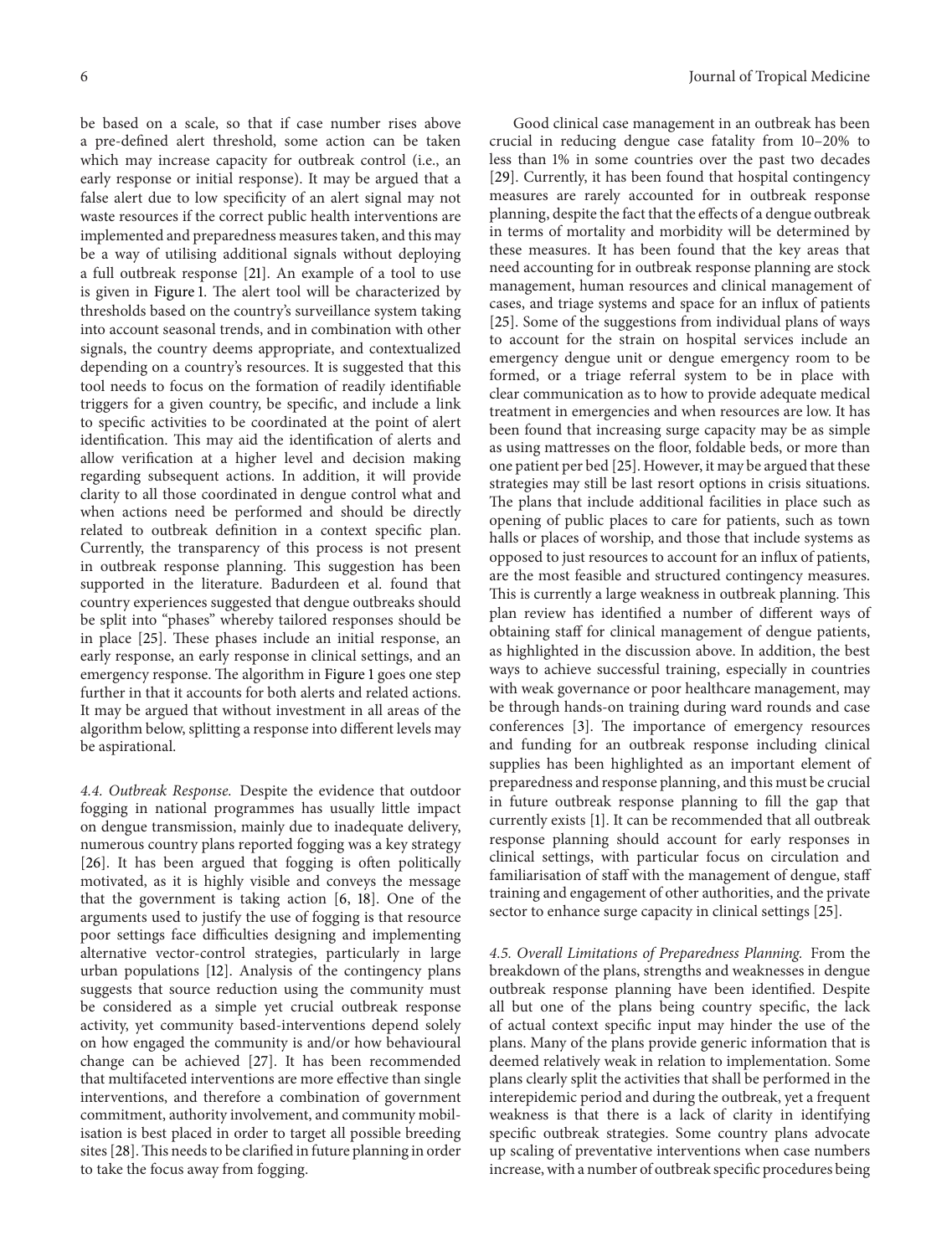be based on a scale, so that if case number rises above a pre-defined alert threshold, some action can be taken which may increase capacity for outbreak control (i.e., an early response or initial response). It may be argued that a false alert due to low specificity of an alert signal may not waste resources if the correct public health interventions are implemented and preparedness measures taken, and this may be a way of utilising additional signals without deploying a full outbreak response [21]. An example of a tool to use is given in Figure 1. The alert tool will be characterized by thresholds based on the country's surveillance system taking into account seasonal trends, and in combination with other signals, the country deems appropriate, and contextualized depending on a country's resources. It is suggested that this tool needs to focus on the formation of readily identifiable triggers for a given country, be specific, and include a link to specific activities to be coordinated at the point of alert identification. This may aid the identification of alerts and allow verification at a higher level and decision making regarding subsequent actions. In addition, it will provide clarity to all those coordinated in dengue control what and when actions need be performed and should be directly related to outbreak definition in a context specific plan. Currently, the transparency of this process is not present in outbreak response planning. This suggestion has been supported in the literature. Badurdeen et al. found that country experiences suggested that dengue outbreaks should be split into "phases" whereby tailored responses should be in place [25]. These phases include an initial response, an early response, an early response in clinical settings, and an emergency response. The algorithm in Figure 1 goes one step further in that it accounts for both alerts and related actions. It may be argued that without investment in all areas of the algorithm below, splitting a response into different levels may be aspirational.

*4.4. Outbreak Response.* Despite the evidence that outdoor fogging in national programmes has usually little impact on dengue transmission, mainly due to inadequate delivery, numerous country plans reported fogging was a key strategy [26]. It has been argued that fogging is often politically motivated, as it is highly visible and conveys the message that the government is taking action [6, 18]. One of the arguments used to justify the use of fogging is that resource poor settings face difficulties designing and implementing alternative vector-control strategies, particularly in large urban populations [12]. Analysis of the contingency plans suggests that source reduction using the community must be considered as a simple yet crucial outbreak response activity, yet community based-interventions depend solely on how engaged the community is and/or how behavioural change can be achieved [27]. It has been recommended that multifaceted interventions are more effective than single interventions, and therefore a combination of government commitment, authority involvement, and community mobilisation is best placed in order to target all possible breeding sites [28]. This needs to be clarified in future planning in order to take the focus away from fogging.

Good clinical case management in an outbreak has been crucial in reducing dengue case fatality from 10–20% to less than 1% in some countries over the past two decades [29]. Currently, it has been found that hospital contingency measures are rarely accounted for in outbreak response planning, despite the fact that the effects of a dengue outbreak in terms of mortality and morbidity will be determined by these measures. It has been found that the key areas that need accounting for in outbreak response planning are stock management, human resources and clinical management of cases, and triage systems and space for an influx of patients [25]. Some of the suggestions from individual plans of ways to account for the strain on hospital services include an emergency dengue unit or dengue emergency room to be formed, or a triage referral system to be in place with clear communication as to how to provide adequate medical treatment in emergencies and when resources are low. It has been found that increasing surge capacity may be as simple as using mattresses on the floor, foldable beds, or more than one patient per bed [25]. However, it may be argued that these strategies may still be last resort options in crisis situations. The plans that include additional facilities in place such as opening of public places to care for patients, such as town halls or places of worship, and those that include systems as opposed to just resources to account for an influx of patients, are the most feasible and structured contingency measures. This is currently a large weakness in outbreak planning. This plan review has identified a number of different ways of obtaining staff for clinical management of dengue patients, as highlighted in the discussion above. In addition, the best ways to achieve successful training, especially in countries with weak governance or poor healthcare management, may be through hands-on training during ward rounds and case conferences [3]. The importance of emergency resources and funding for an outbreak response including clinical supplies has been highlighted as an important element of preparedness and response planning, and this must be crucial in future outbreak response planning to fill the gap that currently exists [1]. It can be recommended that all outbreak response planning should account for early responses in clinical settings, with particular focus on circulation and familiarisation of staff with the management of dengue, staff training and engagement of other authorities, and the private sector to enhance surge capacity in clinical settings [25].

*4.5. Overall Limitations of Preparedness Planning.* From the breakdown of the plans, strengths and weaknesses in dengue outbreak response planning have been identified. Despite all but one of the plans being country specific, the lack of actual context specific input may hinder the use of the plans. Many of the plans provide generic information that is deemed relatively weak in relation to implementation. Some plans clearly split the activities that shall be performed in the interepidemic period and during the outbreak, yet a frequent weakness is that there is a lack of clarity in identifying specific outbreak strategies. Some country plans advocate up scaling of preventative interventions when case numbers increase, with a number of outbreak specific procedures being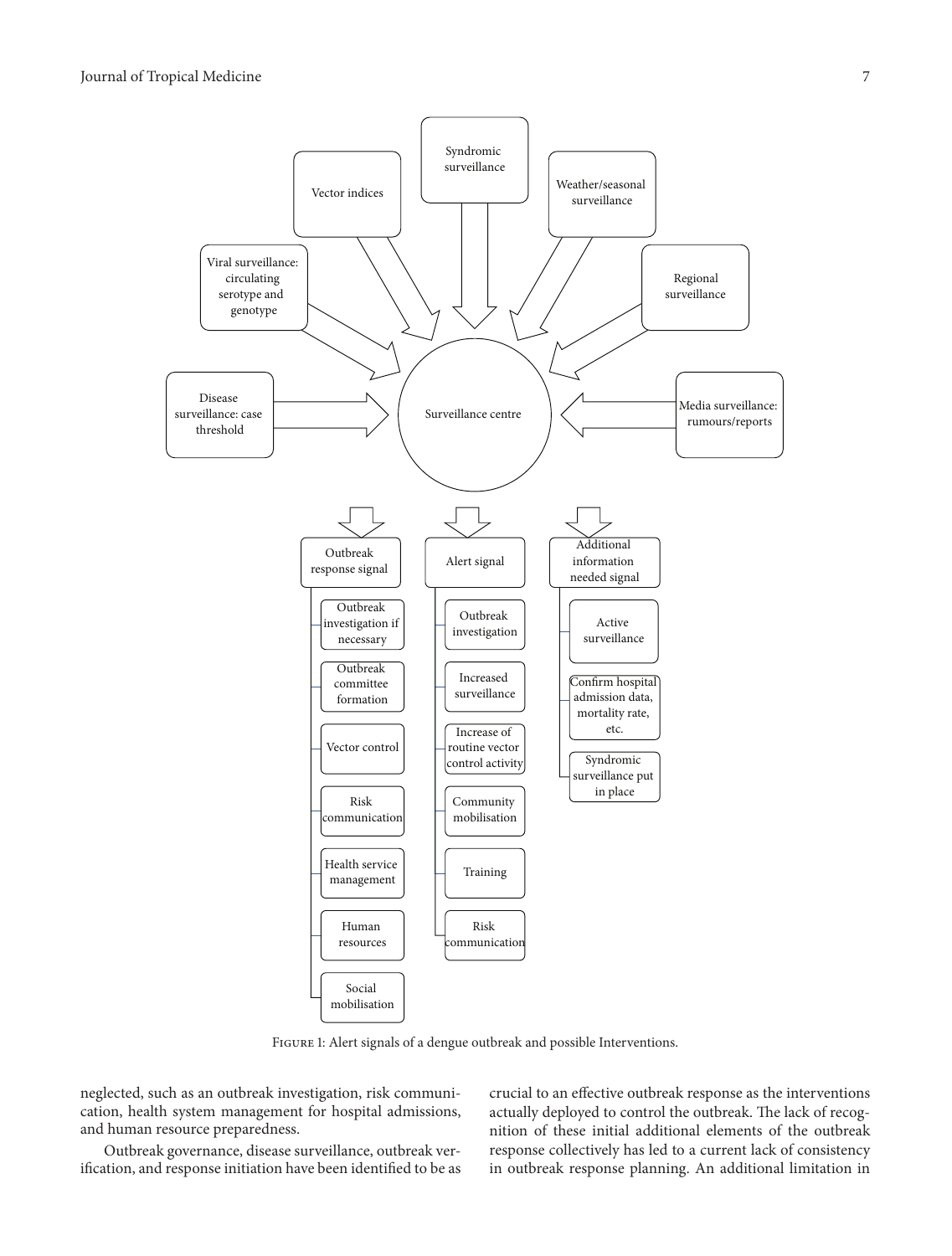Figure 1: Alert signals of a dengue outbreak and possible Interventions.

neglected, such as an outbreak investigation, risk communication, health system management for hospital admissions, and human resource preparedness.

Outbreak governance, disease surveillance, outbreak verification, and response initiation have been identified to be as crucial to an effective outbreak response as the interventions actually deployed to control the outbreak. The lack of recognition of these initial additional elements of the outbreak response collectively has led to a current lack of consistency in outbreak response planning. An additional limitation in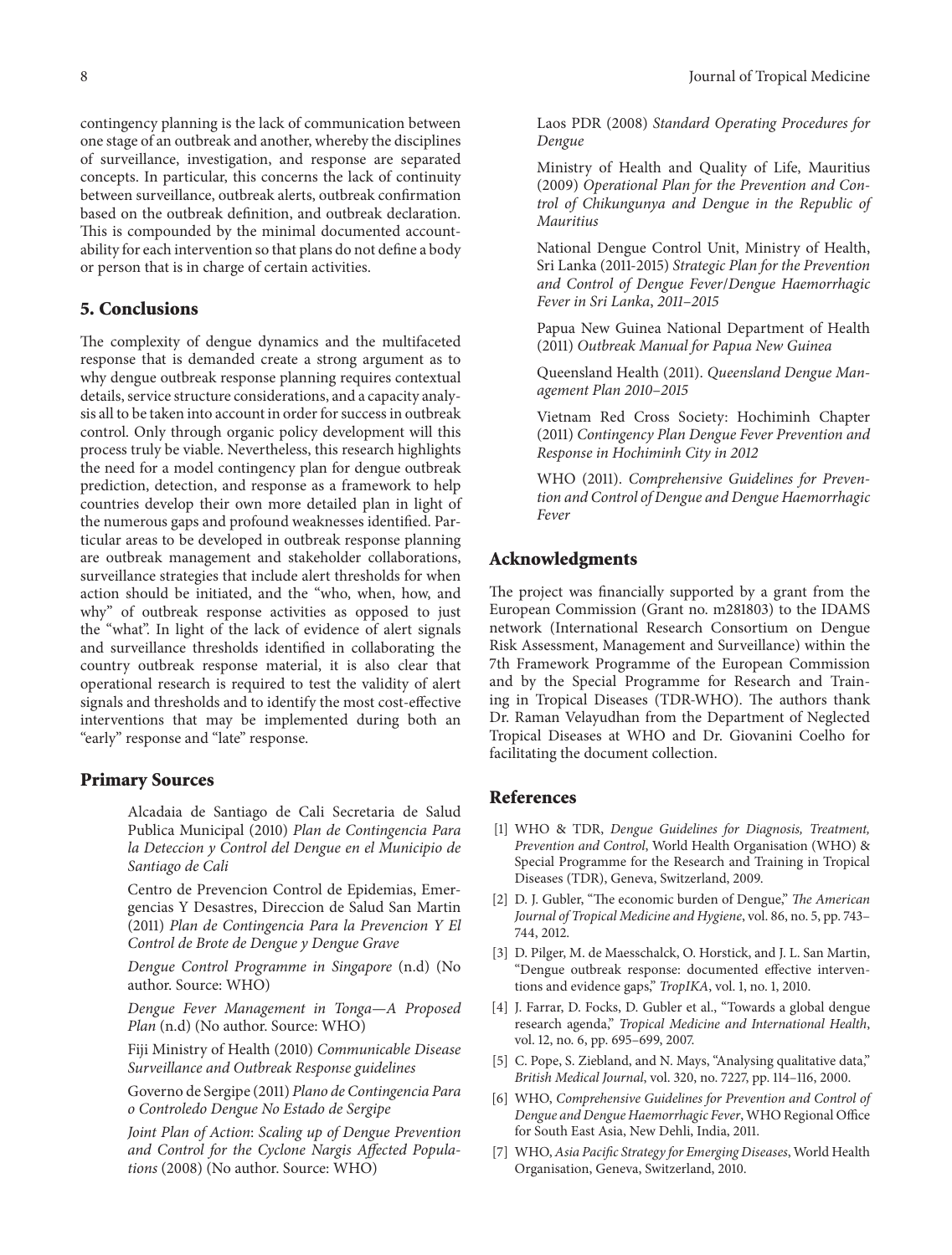contingency planning is the lack of communication between one stage of an outbreak and another, whereby the disciplines of surveillance, investigation, and response are separated concepts. In particular, this concerns the lack of continuity between surveillance, outbreak alerts, outbreak confirmation based on the outbreak definition, and outbreak declaration. This is compounded by the minimal documented accountability for each intervention so that plans do not define a body or person that is in charge of certain activities.

## 5. Conclusions

The complexity of dengue dynamics and the multifaceted response that is demanded create a strong argument as to why dengue outbreak response planning requires contextual details, service structure considerations, and a capacity analysis all to be taken into account in order for success in outbreak control. Only through organic policy development will this process truly be viable. Nevertheless, this research highlights the need for a model contingency plan for dengue outbreak prediction, detection, and response as a framework to help countries develop their own more detailed plan in light of the numerous gaps and profound weaknesses identified. Particular areas to be developed in outbreak response planning are outbreak management and stakeholder collaborations, surveillance strategies that include alert thresholds for when action should be initiated, and the "who, when, how, and why" of outbreak response activities as opposed to just the "what". In light of the lack of evidence of alert signals and surveillance thresholds identified in collaborating the country outbreak response material, it is also clear that operational research is required to test the validity of alert signals and thresholds and to identify the most cost-effective interventions that may be implemented during both an "early" response and "late" response.

## Primary Sources

Alcadaia de Santiago de Cali Secretaria de Salud Publica Municipal (2010) *Plan de Contingencia Para la Deteccion y Control del Dengue en el Municipio de Santiago de Cali*

Centro de Prevencion Control de Epidemias, Emergencias Y Desastres, Direccion de Salud San Martin (2011) *Plan de Contingencia Para la Prevencion Y El Control de Brote de Dengue y Dengue Grave*

*Dengue Control Programme in Singapore* (n.d) (No author. Source: WHO)

*Dengue Fever Management in Tonga—A Proposed Plan* (n.d) (No author. Source: WHO)

Fiji Ministry of Health (2010) *Communicable Disease Surveillance and Outbreak Response guidelines*

Governo de Sergipe (2011) *Plano de Contingencia Para o Controledo Dengue No Estado de Sergipe*

*Joint Plan of Action: Scaling up of Dengue Prevention and Control for the Cyclone Nargis Affected Populations* (2008) (No author. Source: WHO)

Laos PDR (2008) *Standard Operating Procedures for Dengue*

Ministry of Health and Quality of Life, Mauritius (2009) *Operational Plan for the Prevention and Control of Chikungunya and Dengue in the Republic of Mauritius*

National Dengue Control Unit, Ministry of Health, Sri Lanka (2011-2015) *Strategic Plan for the Prevention and Control of Dengue Fever/Dengue Haemorrhagic Fever in Sri Lanka, 2011–2015*

Papua New Guinea National Department of Health (2011) *Outbreak Manual for Papua New Guinea*

Queensland Health (2011). *Queensland Dengue Management Plan 2010–2015*

Vietnam Red Cross Society: Hochiminh Chapter (2011) *Contingency Plan Dengue Fever Prevention and Response in Hochiminh City in 2012*

WHO (2011). *Comprehensive Guidelines for Prevention and Control of Dengue and Dengue Haemorrhagic Fever*

## Acknowledgments

The project was financially supported by a grant from the European Commission (Grant no. m281803) to the IDAMS network (International Research Consortium on Dengue Risk Assessment, Management and Surveillance) within the 7th Framework Programme of the European Commission and by the Special Programme for Research and Training in Tropical Diseases (TDR-WHO). The authors thank Dr. Raman Velayudhan from the Department of Neglected Tropical Diseases at WHO and Dr. Giovanini Coelho for facilitating the document collection.

## References

[1] WHO & TDR, *Dengue Guidelines for Diagnosis, Treatment, Prevention and Control*, World Health Organisation (WHO) & Special Programme for the Research and Training in Tropical Diseases (TDR), Geneva, Switzerland, 2009.

[2] D. J. Gubler, "The economic burden of Dengue," *The American Journal of Tropical Medicine and Hygiene*, vol. 86, no. 5, pp. 743–744, 2012.

[3] D. Pilger, M. de Maesschalck, O. Horstick, and J. L. San Martin, "Dengue outbreak response: documented effective interventions and evidence gaps," *TropIKA*, vol. 1, no. 1, 2010.

[4] J. Farrar, D. Focks, D. Gubler et al., "Towards a global dengue research agenda," *Tropical Medicine and International Health*, vol. 12, no. 6, pp. 695–699, 2007.

[5] C. Pope, S. Ziebland, and N. Mays, "Analysing qualitative data," *British Medical Journal*, vol. 320, no. 7227, pp. 114–116, 2000.

[6] WHO, *Comprehensive Guidelines for Prevention and Control of Dengue and Dengue Haemorrhagic Fever*, WHO Regional Office for South East Asia, New Dehli, India, 2011.

[7] WHO, *Asia Pacific Strategy for Emerging Diseases*, World Health Organisation, Geneva, Switzerland, 2010.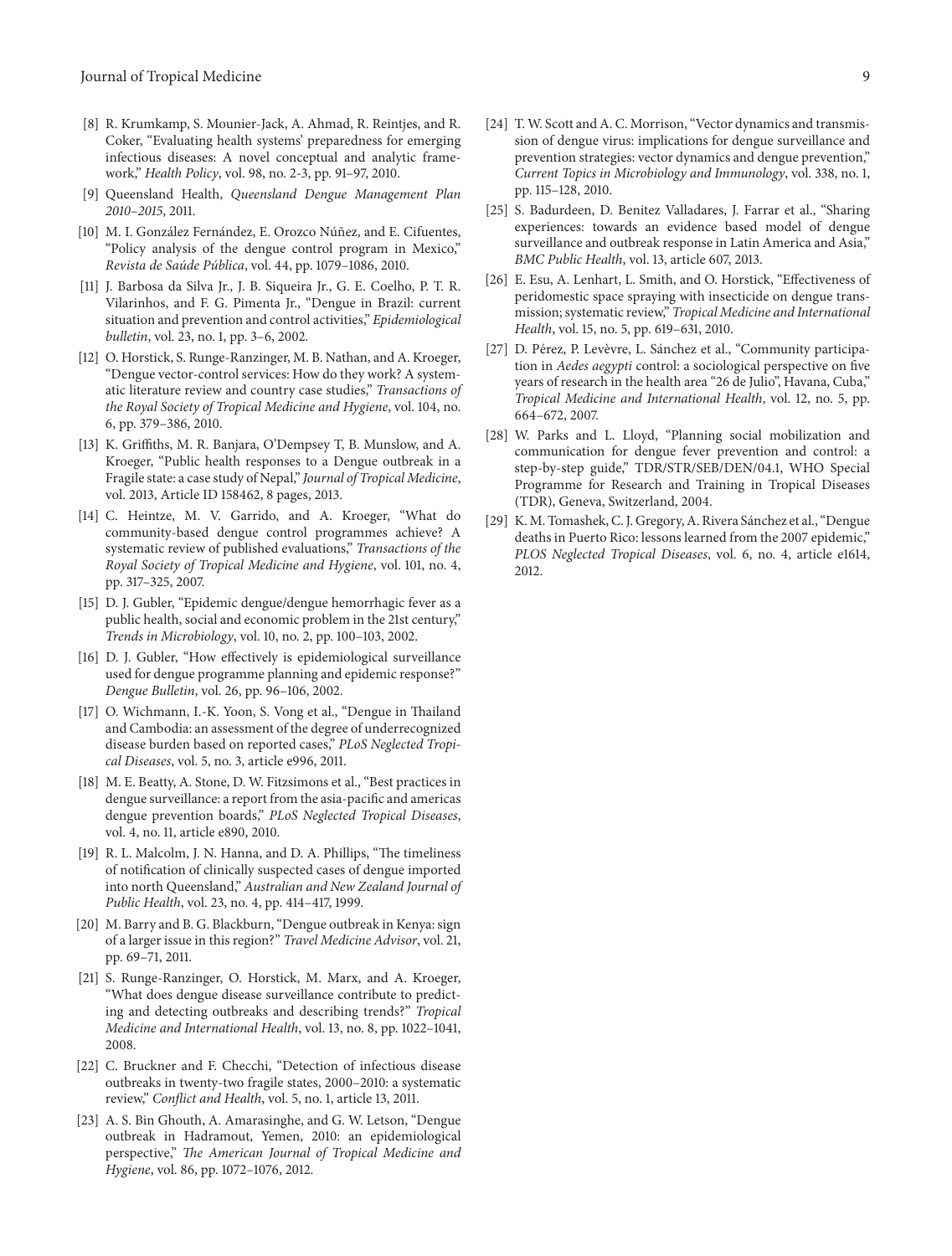[8] R. Krumkamp, S. Mounier-Jack, A. Ahmad, R. Reintjes, and R. Coker, "Evaluating health systems' preparedness for emerging infectious diseases: A novel conceptual and analytic framework," *Health Policy*, vol. 98, no. 2-3, pp. 91–97, 2010.

[9] Queensland Health, *Queensland Dengue Management Plan 2010–2015*, 2011.

[10] M. I. González Fernández, E. Orozco Núñez, and E. Cifuentes, "Policy analysis of the dengue control program in Mexico," *Revista de Saúde Pública*, vol. 44, pp. 1079–1086, 2010.

[11] J. Barbosa da Silva Jr., J. B. Siqueira Jr., G. E. Coelho, P. T. R. Vilarinhos, and F. G. Pimenta Jr., "Dengue in Brazil: current situation and prevention and control activities," *Epidemiological bulletin*, vol. 23, no. 1, pp. 3–6, 2002.

[12] O. Horstick, S. Runge-Ranzinger, M. B. Nathan, and A. Kroeger, "Dengue vector-control services: How do they work? A systematic literature review and country case studies," *Transactions of the Royal Society of Tropical Medicine and Hygiene*, vol. 104, no. 6, pp. 379–386, 2010.

[13] K. Griffiths, M. R. Banjara, O'Dempsey T, B. Munslow, and A. Kroeger, "Public health responses to a Dengue outbreak in a Fragile state: a case study of Nepal," *Journal of Tropical Medicine*, vol. 2013, Article ID 158462, 8 pages, 2013.

[14] C. Heintze, M. V. Garrido, and A. Kroeger, "What do community-based dengue control programmes achieve? A systematic review of published evaluations," *Transactions of the Royal Society of Tropical Medicine and Hygiene*, vol. 101, no. 4, pp. 317–325, 2007.

[15] D. J. Gubler, "Epidemic dengue/dengue hemorrhagic fever as a public health, social and economic problem in the 21st century," *Trends in Microbiology*, vol. 10, no. 2, pp. 100–103, 2002.

[16] D. J. Gubler, "How effectively is epidemiological surveillance used for dengue programme planning and epidemic response?" *Dengue Bulletin*, vol. 26, pp. 96–106, 2002.

[17] O. Wichmann, I.-K. Yoon, S. Vong et al., "Dengue in Thailand and Cambodia: an assessment of the degree of underrecognized disease burden based on reported cases," *PLoS Neglected Tropical Diseases*, vol. 5, no. 3, article e996, 2011.

[18] M. E. Beatty, A. Stone, D. W. Fitzsimons et al., "Best practices in dengue surveillance: a report from the asia-pacific and americas dengue prevention boards," *PLoS Neglected Tropical Diseases*, vol. 4, no. 11, article e890, 2010.

[19] R. L. Malcolm, J. N. Hanna, and D. A. Phillips, "The timeliness of notification of clinically suspected cases of dengue imported into north Queensland," *Australian and New Zealand Journal of Public Health*, vol. 23, no. 4, pp. 414–417, 1999.

[20] M. Barry and B. G. Blackburn, "Dengue outbreak in Kenya: sign of a larger issue in this region?" *Travel Medicine Advisor*, vol. 21, pp. 69–71, 2011.

[21] S. Runge-Ranzinger, O. Horstick, M. Marx, and A. Kroeger, "What does dengue disease surveillance contribute to predicting and detecting outbreaks and describing trends?" *Tropical Medicine and International Health*, vol. 13, no. 8, pp. 1022–1041, 2008.

[22] C. Bruckner and F. Checchi, "Detection of infectious disease outbreaks in twenty-two fragile states, 2000–2010: a systematic review," *Conflict and Health*, vol. 5, no. 1, article 13, 2011.

[23] A. S. Bin Ghouth, A. Amarasinghe, and G. W. Letson, "Dengue outbreak in Hadramout, Yemen, 2010: an epidemiological perspective," *The American Journal of Tropical Medicine and Hygiene*, vol. 86, pp. 1072–1076, 2012.

[24] T. W. Scott and A. C. Morrison, "Vector dynamics and transmission of dengue virus: implications for dengue surveillance and prevention strategies: vector dynamics and dengue prevention," *Current Topics in Microbiology and Immunology*, vol. 338, no. 1, pp. 115–128, 2010.

[25] S. Badurdeen, D. Benitez Valladares, J. Farrar et al., "Sharing experiences: towards an evidence based model of dengue surveillance and outbreak response in Latin America and Asia," *BMC Public Health*, vol. 13, article 607, 2013.

[26] E. Esu, A. Lenhart, L. Smith, and O. Horstick, "Effectiveness of peridomestic space spraying with insecticide on dengue transmission; systematic review," *Tropical Medicine and International Health*, vol. 15, no. 5, pp. 619–631, 2010.

[27] D. Pérez, P. Levèvre, L. Sánchez et al., "Community participation in *Aedes aegypti* control: a sociological perspective on five years of research in the health area "26 de Julio", Havana, Cuba," *Tropical Medicine and International Health*, vol. 12, no. 5, pp. 664–672, 2007.

[28] W. Parks and L. Lloyd, "Planning social mobilization and communication for dengue fever prevention and control: a step-by-step guide," TDR/STR/SEB/DEN/04.1, WHO Special Programme for Research and Training in Tropical Diseases (TDR), Geneva, Switzerland, 2004.

[29] K. M. Tomashek, C. J. Gregory, A. Rivera Sánchez et al., "Dengue deaths in Puerto Rico: lessons learned from the 2007 epidemic," *PLOS Neglected Tropical Diseases*, vol. 6, no. 4, article e1614, 2012.